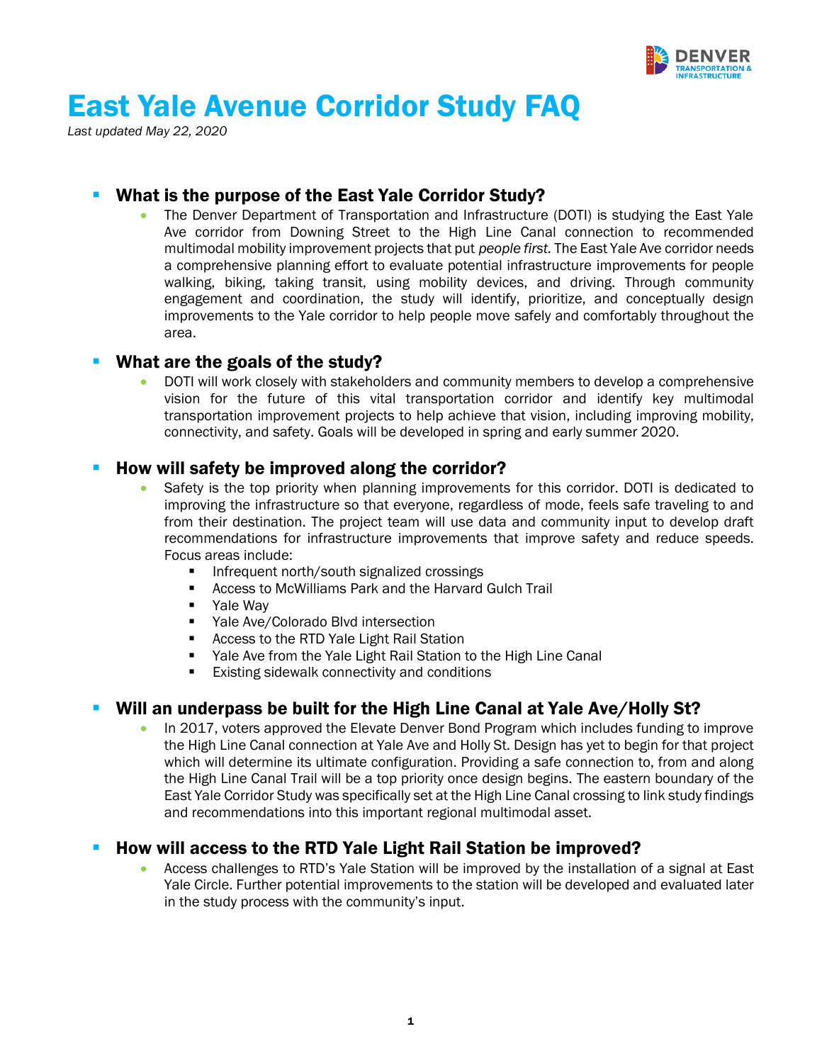# East Yale Avenue Corridor Study FAQ

*Last updated May 22, 2020*

## What is the purpose of the East Yale Corridor Study?

- The Denver Department of Transportation and Infrastructure (DOTI) is studying the East Yale Ave corridor from Downing Street to the High Line Canal connection to recommended multimodal mobility improvement projects that put *people first*. The East Yale Ave corridor needs a comprehensive planning effort to evaluate potential infrastructure improvements for people walking, biking, taking transit, using mobility devices, and driving. Through community engagement and coordination, the study will identify, prioritize, and conceptually design improvements to the Yale corridor to help people move safely and comfortably throughout the area.

## What are the goals of the study?

- DOTI will work closely with stakeholders and community members to develop a comprehensive vision for the future of this vital transportation corridor and identify key multimodal transportation improvement projects to help achieve that vision, including improving mobility, connectivity, and safety. Goals will be developed in spring and early summer 2020.

## How will safety be improved along the corridor?

- Safety is the top priority when planning improvements for this corridor. DOTI is dedicated to improving the infrastructure so that everyone, regardless of mode, feels safe traveling to and from their destination. The project team will use data and community input to develop draft recommendations for infrastructure improvements that improve safety and reduce speeds. Focus areas include:
  - Infrequent north/south signalized crossings
  - Access to McWilliams Park and the Harvard Gulch Trail
  - Yale Way
  - Yale Ave/Colorado Blvd intersection
  - Access to the RTD Yale Light Rail Station
  - Yale Ave from the Yale Light Rail Station to the High Line Canal
  - Existing sidewalk connectivity and conditions

## Will an underpass be built for the High Line Canal at Yale Ave/Holly St?

- In 2017, voters approved the Elevate Denver Bond Program which includes funding to improve the High Line Canal connection at Yale Ave and Holly St. Design has yet to begin for that project which will determine its ultimate configuration. Providing a safe connection to, from and along the High Line Canal Trail will be a top priority once design begins. The eastern boundary of the East Yale Corridor Study was specifically set at the High Line Canal crossing to link study findings and recommendations into this important regional multimodal asset.

## How will access to the RTD Yale Light Rail Station be improved?

- Access challenges to RTD's Yale Station will be improved by the installation of a signal at East Yale Circle. Further potential improvements to the station will be developed and evaluated later in the study process with the community's input.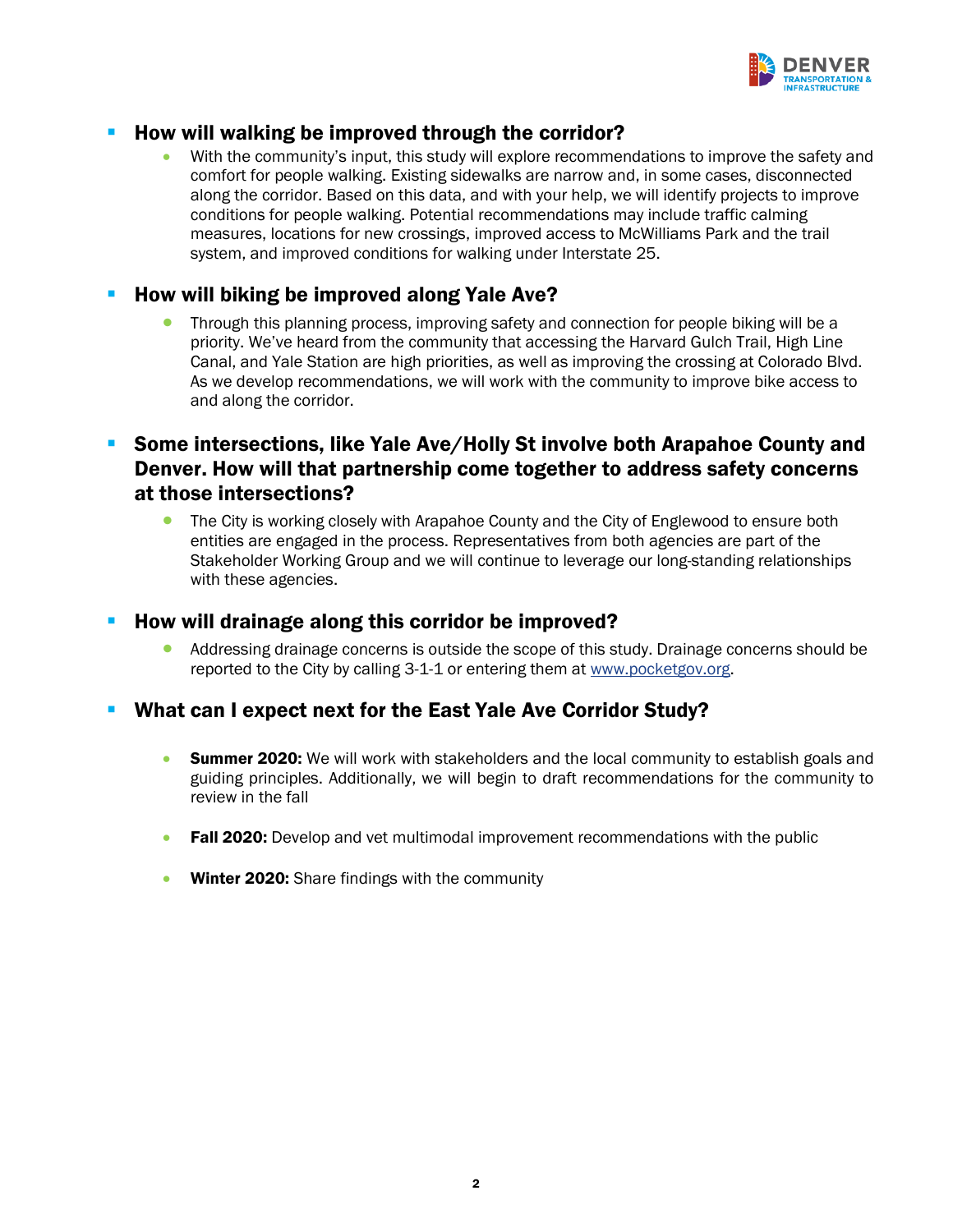- **How will walking be improved through the corridor?**
  - With the community's input, this study will explore recommendations to improve the safety and comfort for people walking. Existing sidewalks are narrow and, in some cases, disconnected along the corridor. Based on this data, and with your help, we will identify projects to improve conditions for people walking. Potential recommendations may include traffic calming measures, locations for new crossings, improved access to McWilliams Park and the trail system, and improved conditions for walking under Interstate 25.

- **How will biking be improved along Yale Ave?**
  - Through this planning process, improving safety and connection for people biking will be a priority. We've heard from the community that accessing the Harvard Gulch Trail, High Line Canal, and Yale Station are high priorities, as well as improving the crossing at Colorado Blvd. As we develop recommendations, we will work with the community to improve bike access to and along the corridor.

- **Some intersections, like Yale Ave/Holly St involve both Arapahoe County and Denver. How will that partnership come together to address safety concerns at those intersections?**
  - The City is working closely with Arapahoe County and the City of Englewood to ensure both entities are engaged in the process. Representatives from both agencies are part of the Stakeholder Working Group and we will continue to leverage our long-standing relationships with these agencies.

- **How will drainage along this corridor be improved?**
  - Addressing drainage concerns is outside the scope of this study. Drainage concerns should be reported to the City by calling 3-1-1 or entering them at [www.pocketgov.org](www.pocketgov.org).

- **What can I expect next for the East Yale Ave Corridor Study?**
  - **Summer 2020:** We will work with stakeholders and the local community to establish goals and guiding principles. Additionally, we will begin to draft recommendations for the community to review in the fall
  - **Fall 2020:** Develop and vet multimodal improvement recommendations with the public
  - **Winter 2020:** Share findings with the community